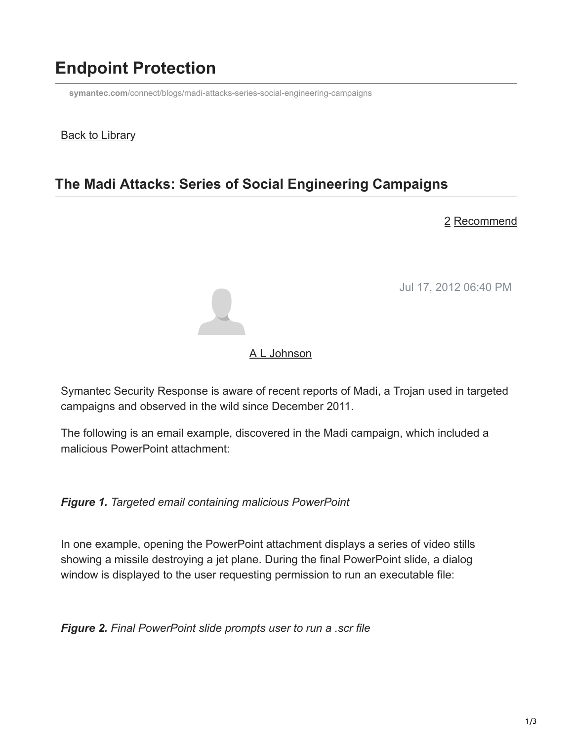# Endpoint Protection

symantec.com/connect/blogs/madi-attacks-series-social-engineering-campaigns

Back to Library

## The Madi Attacks: Series of Social Engineering Campaigns

2 Recommend

Jul 17, 2012 06:40 PM

A L Johnson

Symantec Security Response is aware of recent reports of Madi, a Trojan used in targeted campaigns and observed in the wild since December 2011.

The following is an email example, discovered in the Madi campaign, which included a malicious PowerPoint attachment:

***Figure 1.*** *Targeted email containing malicious PowerPoint*

In one example, opening the PowerPoint attachment displays a series of video stills showing a missile destroying a jet plane. During the final PowerPoint slide, a dialog window is displayed to the user requesting permission to run an executable file:

***Figure 2.*** *Final PowerPoint slide prompts user to run a .scr file*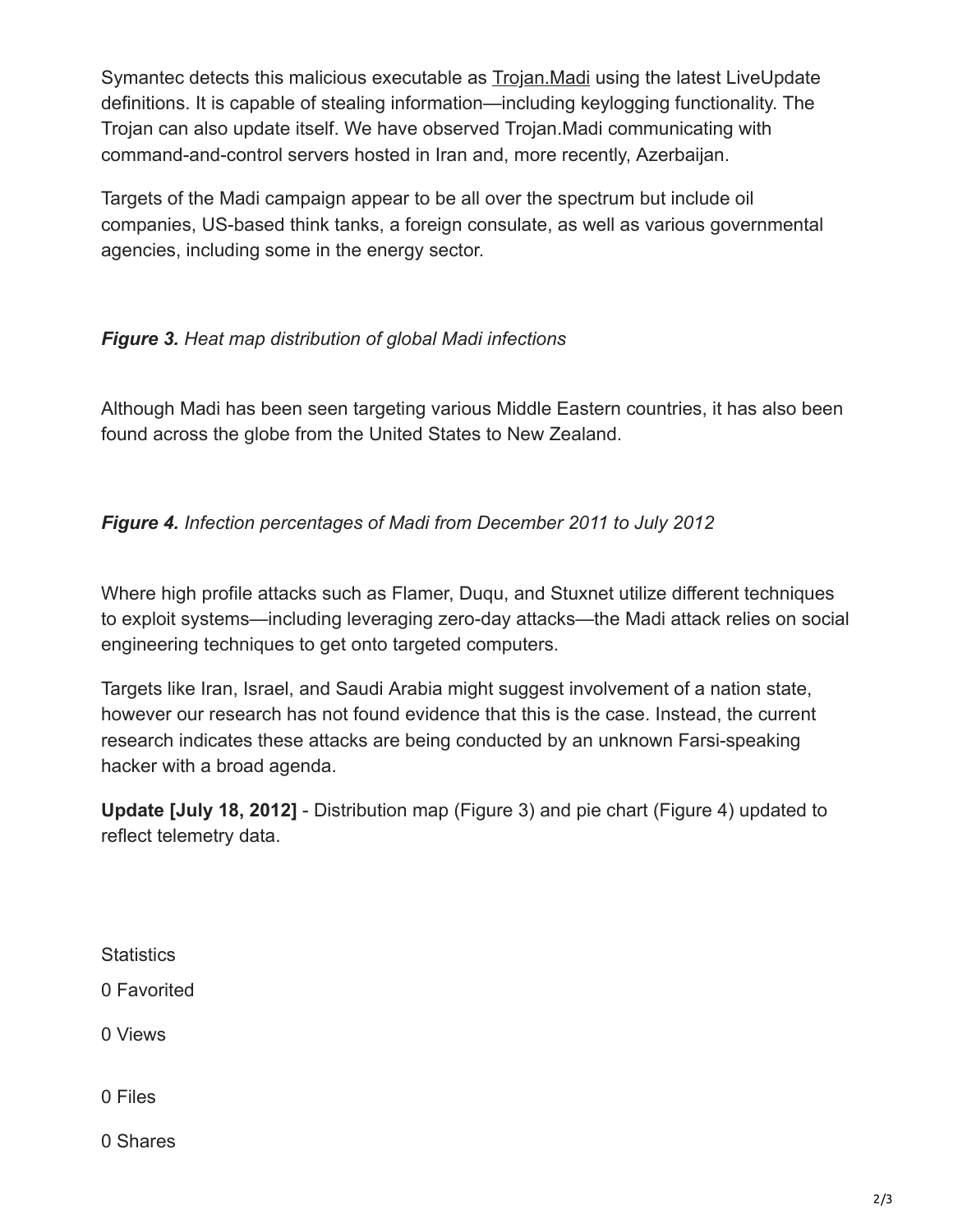Symantec detects this malicious executable as Trojan.Madi using the latest LiveUpdate definitions. It is capable of stealing information—including keylogging functionality. The Trojan can also update itself. We have observed Trojan.Madi communicating with command-and-control servers hosted in Iran and, more recently, Azerbaijan.

Targets of the Madi campaign appear to be all over the spectrum but include oil companies, US-based think tanks, a foreign consulate, as well as various governmental agencies, including some in the energy sector.

***Figure 3.*** *Heat map distribution of global Madi infections*

Although Madi has been seen targeting various Middle Eastern countries, it has also been found across the globe from the United States to New Zealand.

***Figure 4.*** *Infection percentages of Madi from December 2011 to July 2012*

Where high profile attacks such as Flamer, Duqu, and Stuxnet utilize different techniques to exploit systems—including leveraging zero-day attacks—the Madi attack relies on social engineering techniques to get onto targeted computers.

Targets like Iran, Israel, and Saudi Arabia might suggest involvement of a nation state, however our research has not found evidence that this is the case. Instead, the current research indicates these attacks are being conducted by an unknown Farsi-speaking hacker with a broad agenda.

**Update [July 18, 2012]** - Distribution map (Figure 3) and pie chart (Figure 4) updated to reflect telemetry data.

Statistics

0 Favorited

0 Views

0 Files

0 Shares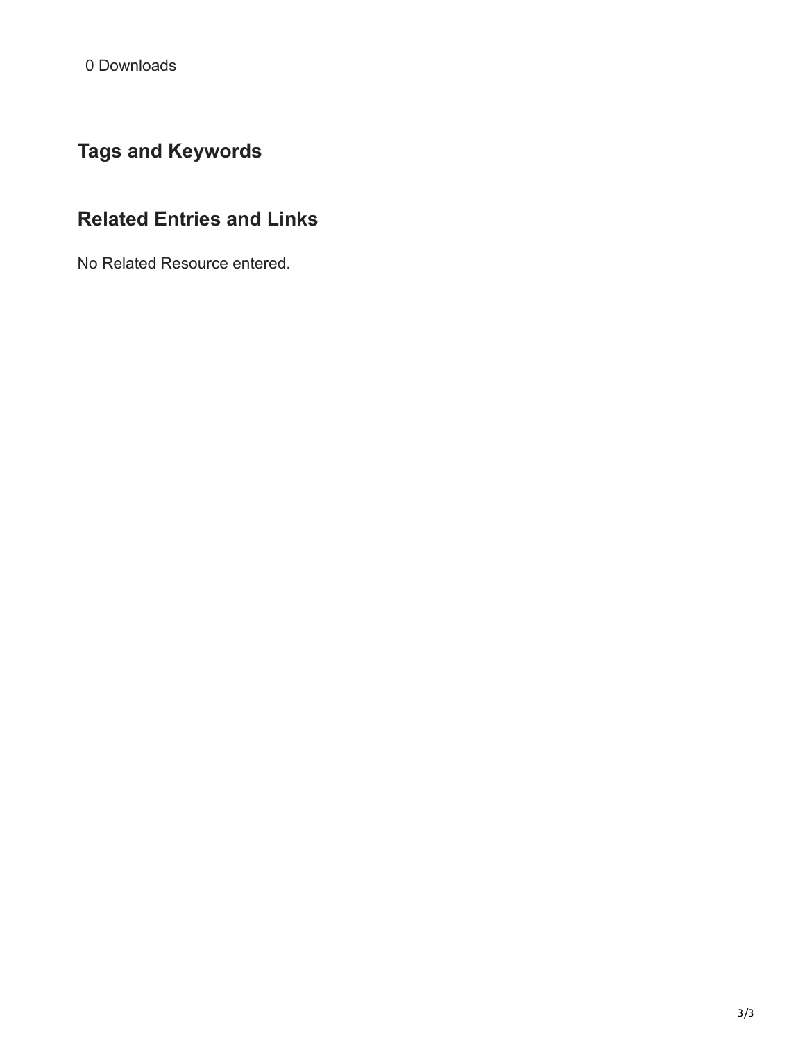0 Downloads

## Tags and Keywords

## Related Entries and Links

No Related Resource entered.